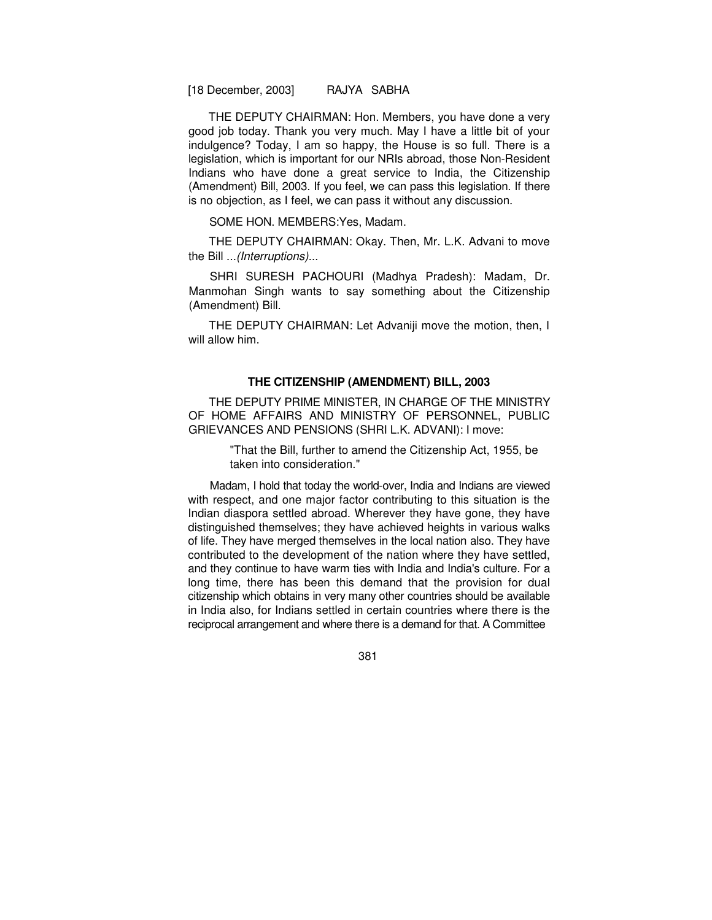THE DEPUTY CHAIRMAN: Hon. Members, you have done a very good job today. Thank you very much. May I have a little bit of your indulgence? Today, I am so happy, the House is so full. There is a legislation, which is important for our NRIs abroad, those Non-Resident Indians who have done a great service to India, the Citizenship (Amendment) Bill, 2003. If you feel, we can pass this legislation. If there is no objection, as I feel, we can pass it without any discussion.

SOME HON. MEMBERS:Yes, Madam.

THE DEPUTY CHAIRMAN: Okay. Then, Mr. L.K. Advani to move the Bill *...(Interruptions)...*

SHRI SURESH PACHOURI (Madhya Pradesh): Madam, Dr. Manmohan Singh wants to say something about the Citizenship (Amendment) Bill.

THE DEPUTY CHAIRMAN: Let Advaniji move the motion, then, I will allow him.

## THE CITIZENSHIP (AMENDMENT) BILL, 2003

THE DEPUTY PRIME MINISTER, IN CHARGE OF THE MINISTRY OF HOME AFFAIRS AND MINISTRY OF PERSONNEL, PUBLIC GRIEVANCES AND PENSIONS (SHRI L.K. ADVANI): I move:

> "That the Bill, further to amend the Citizenship Act, 1955, be taken into consideration."

Madam, I hold that today the world-over, India and Indians are viewed with respect, and one major factor contributing to this situation is the Indian diaspora settled abroad. Wherever they have gone, they have distinguished themselves; they have achieved heights in various walks of life. They have merged themselves in the local nation also. They have contributed to the development of the nation where they have settled, and they continue to have warm ties with India and India's culture. For a long time, there has been this demand that the provision for dual citizenship which obtains in very many other countries should be available in India also, for Indians settled in certain countries where there is the reciprocal arrangement and where there is a demand for that. A Committee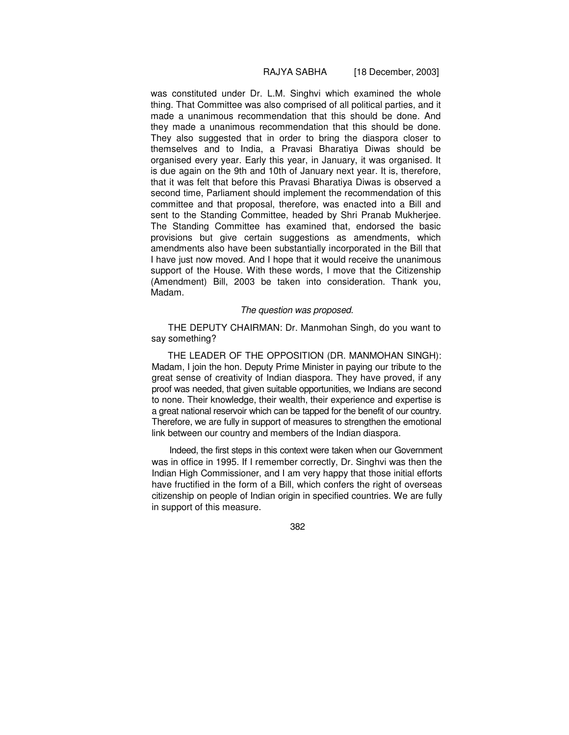was constituted under Dr. L.M. Singhvi which examined the whole thing. That Committee was also comprised of all political parties, and it made a unanimous recommendation that this should be done. And they made a unanimous recommendation that this should be done. They also suggested that in order to bring the diaspora closer to themselves and to India, a Pravasi Bharatiya Diwas should be organised every year. Early this year, in January, it was organised. It is due again on the 9th and 10th of January next year. It is, therefore, that it was felt that before this Pravasi Bharatiya Diwas is observed a second time, Parliament should implement the recommendation of this committee and that proposal, therefore, was enacted into a Bill and sent to the Standing Committee, headed by Shri Pranab Mukherjee. The Standing Committee has examined that, endorsed the basic provisions but give certain suggestions as amendments, which amendments also have been substantially incorporated in the Bill that I have just now moved. And I hope that it would receive the unanimous support of the House. With these words, I move that the Citizenship (Amendment) Bill, 2003 be taken into consideration. Thank you, Madam.

*The question was proposed.*

THE DEPUTY CHAIRMAN: Dr. Manmohan Singh, do you want to say something?

THE LEADER OF THE OPPOSITION (DR. MANMOHAN SINGH): Madam, I join the hon. Deputy Prime Minister in paying our tribute to the great sense of creativity of Indian diaspora. They have proved, if any proof was needed, that given suitable opportunities, we Indians are second to none. Their knowledge, their wealth, their experience and expertise is a great national reservoir which can be tapped for the benefit of our country. Therefore, we are fully in support of measures to strengthen the emotional link between our country and members of the Indian diaspora.

Indeed, the first steps in this context were taken when our Government was in office in 1995. If I remember correctly, Dr. Singhvi was then the Indian High Commissioner, and I am very happy that those initial efforts have fructified in the form of a Bill, which confers the right of overseas citizenship on people of Indian origin in specified countries. We are fully in support of this measure.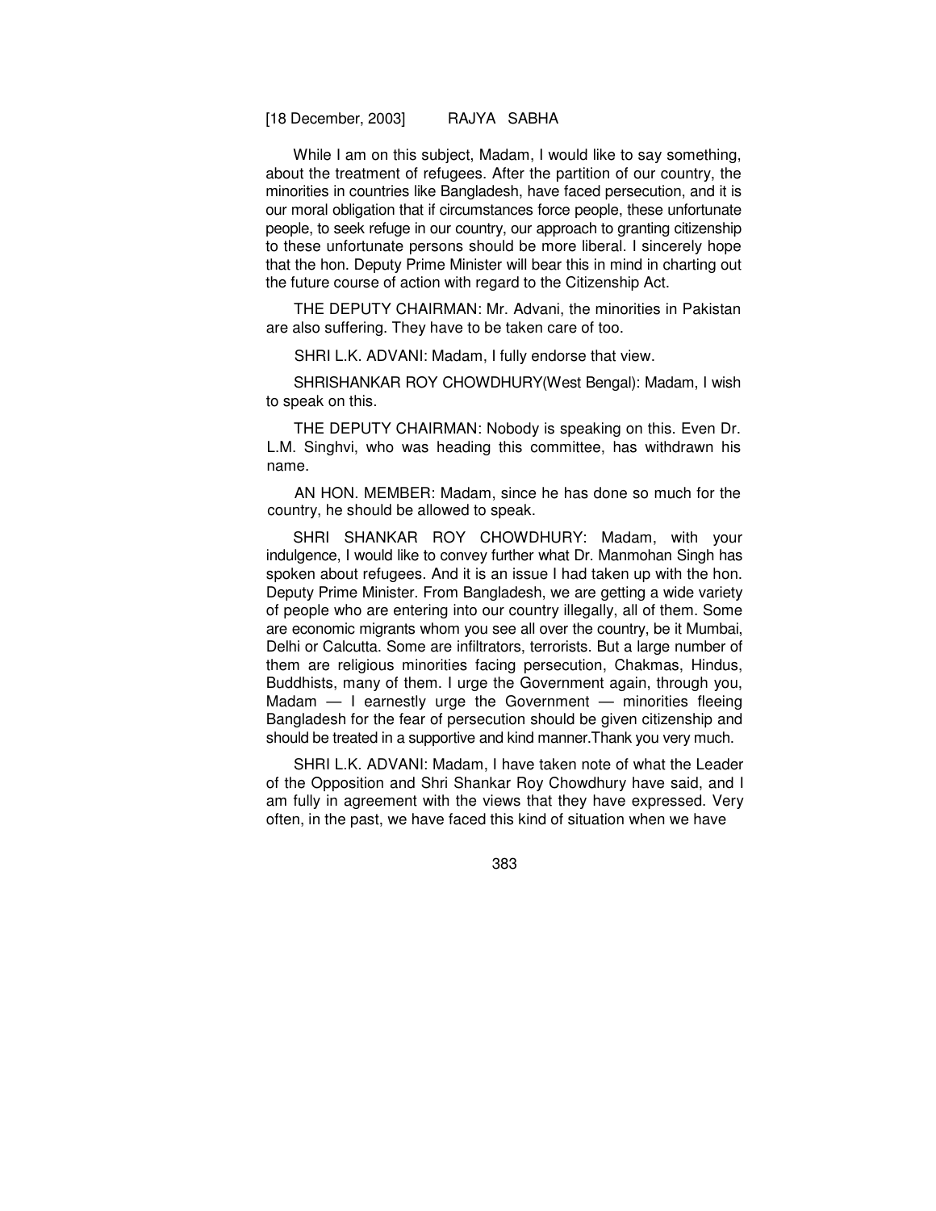While I am on this subject, Madam, I would like to say something, about the treatment of refugees. After the partition of our country, the minorities in countries like Bangladesh, have faced persecution, and it is our moral obligation that if circumstances force people, these unfortunate people, to seek refuge in our country, our approach to granting citizenship to these unfortunate persons should be more liberal. I sincerely hope that the hon. Deputy Prime Minister will bear this in mind in charting out the future course of action with regard to the Citizenship Act.

THE DEPUTY CHAIRMAN: Mr. Advani, the minorities in Pakistan are also suffering. They have to be taken care of too.

SHRI L.K. ADVANI: Madam, I fully endorse that view.

SHRISHANKAR ROY CHOWDHURY(West Bengal): Madam, I wish to speak on this.

THE DEPUTY CHAIRMAN: Nobody is speaking on this. Even Dr. L.M. Singhvi, who was heading this committee, has withdrawn his name.

AN HON. MEMBER: Madam, since he has done so much for the country, he should be allowed to speak.

SHRI SHANKAR ROY CHOWDHURY: Madam, with your indulgence, I would like to convey further what Dr. Manmohan Singh has spoken about refugees. And it is an issue I had taken up with the hon. Deputy Prime Minister. From Bangladesh, we are getting a wide variety of people who are entering into our country illegally, all of them. Some are economic migrants whom you see all over the country, be it Mumbai, Delhi or Calcutta. Some are infiltrators, terrorists. But a large number of them are religious minorities facing persecution, Chakmas, Hindus, Buddhists, many of them. I urge the Government again, through you, Madam — I earnestly urge the Government — minorities fleeing Bangladesh for the fear of persecution should be given citizenship and should be treated in a supportive and kind manner.Thank you very much.

SHRI L.K. ADVANI: Madam, I have taken note of what the Leader of the Opposition and Shri Shankar Roy Chowdhury have said, and I am fully in agreement with the views that they have expressed. Very often, in the past, we have faced this kind of situation when we have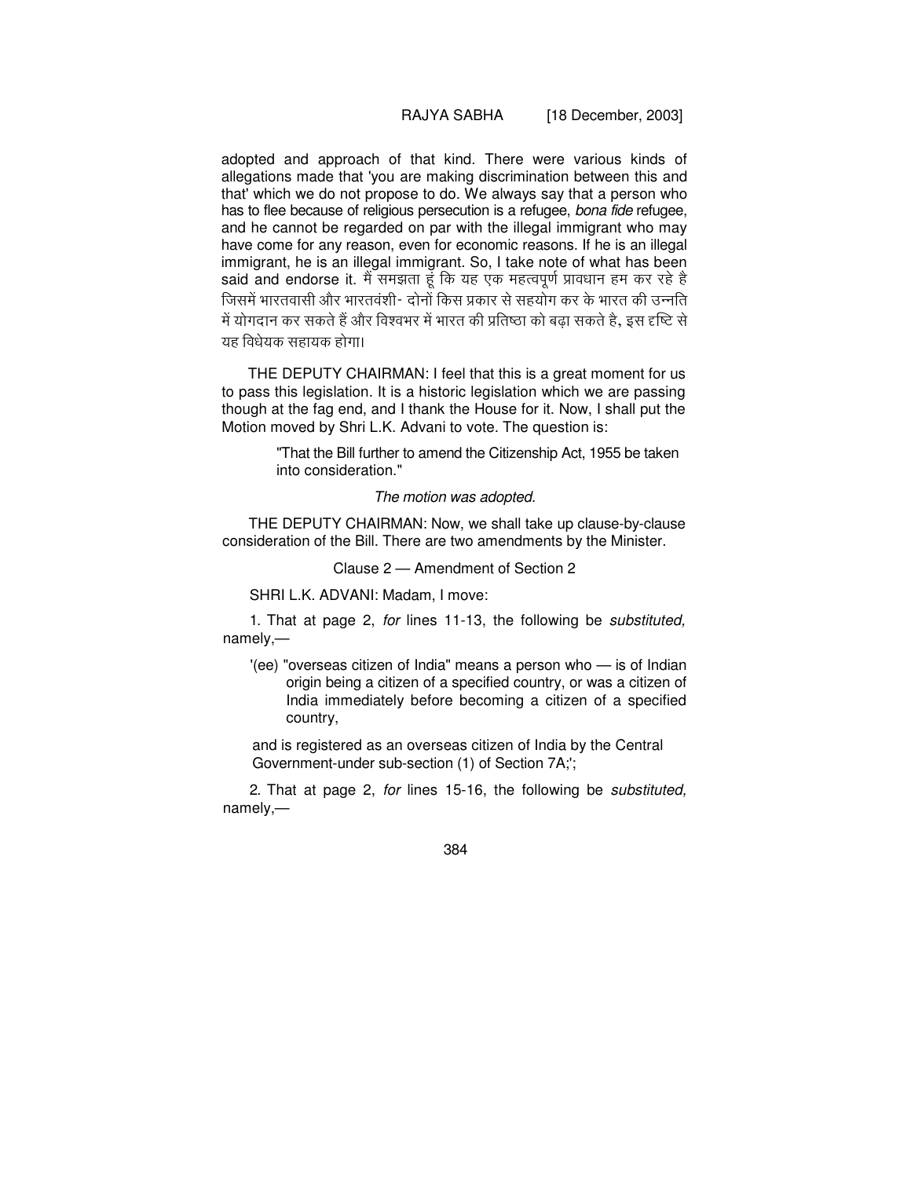adopted and approach of that kind. There were various kinds of allegations made that 'you are making discrimination between this and that' which we do not propose to do. We always say that a person who has to flee because of religious persecution is a refugee, *bona fide* refugee, and he cannot be regarded on par with the illegal immigrant who may have come for any reason, even for economic reasons. If he is an illegal immigrant, he is an illegal immigrant. So, I take note of what has been said and endorse it. मैं समझता हूं कि यह एक महत्वपूर्ण प्रावधान हम कर रहे है जिसमें भारतवासी और भारतवंशी- दोनों किस प्रकार से सहयोग कर के भारत की उन्नति में योगदान कर सकते हैं और विश्वभर में भारत की प्रतिष्ठा को बढ़ा सकते है, इस दृष्टि से यह विधेयक सहायक होगा।

THE DEPUTY CHAIRMAN: I feel that this is a great moment for us to pass this legislation. It is a historic legislation which we are passing though at the fag end, and I thank the House for it. Now, I shall put the Motion moved by Shri L.K. Advani to vote. The question is:

> "That the Bill further to amend the Citizenship Act, 1955 be taken into consideration."

*The motion was adopted.*

THE DEPUTY CHAIRMAN: Now, we shall take up clause-by-clause consideration of the Bill. There are two amendments by the Minister.

Clause 2 — Amendment of Section 2

SHRI L.K. ADVANI: Madam, I move:

1. That at page 2, *for* lines 11-13, the following be *substituted,* namely,—

> '(ee) "overseas citizen of India" means a person who — is of Indian origin being a citizen of a specified country, or was a citizen of India immediately before becoming a citizen of a specified country,
>
> and is registered as an overseas citizen of India by the Central Government-under sub-section (1) of Section 7A;';

2. That at page 2, *for* lines 15-16, the following be *substituted,* namely,—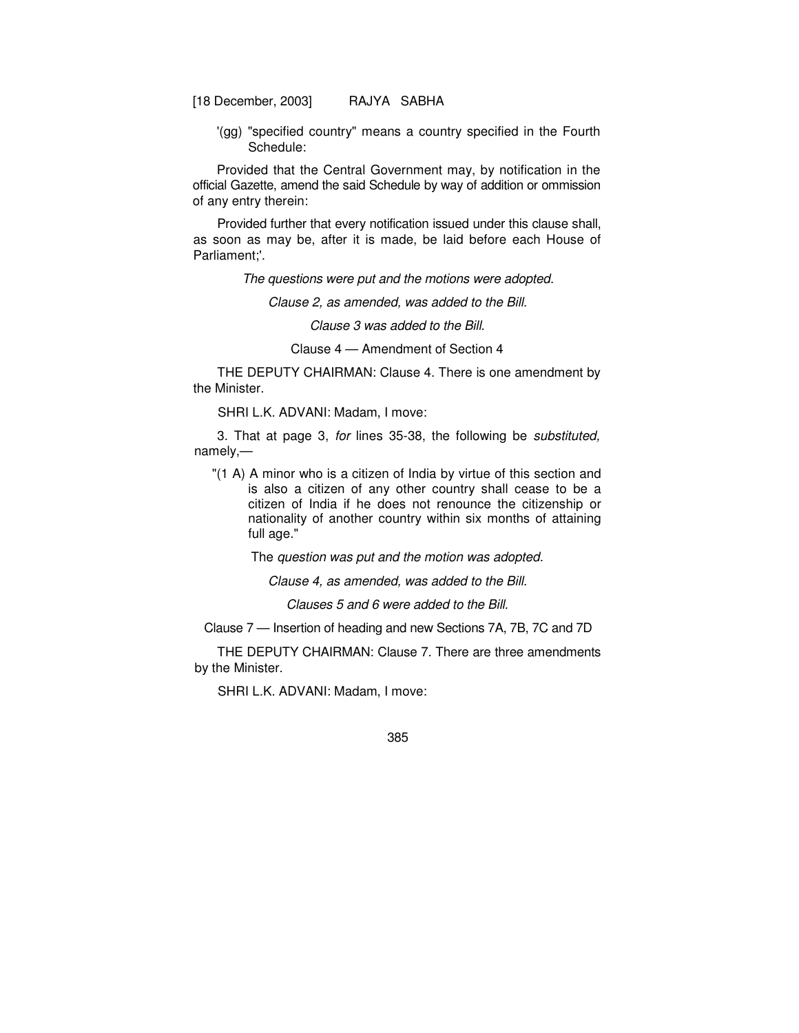'(gg) "specified country" means a country specified in the Fourth Schedule:

Provided that the Central Government may, by notification in the official Gazette, amend the said Schedule by way of addition or ommission of any entry therein:

Provided further that every notification issued under this clause shall, as soon as may be, after it is made, be laid before each House of Parliament;'.

*The questions were put and the motions were adopted.*

*Clause 2, as amended, was added to the Bill.*

*Clause 3 was added to the Bill.*

Clause 4 — Amendment of Section 4

THE DEPUTY CHAIRMAN: Clause 4. There is one amendment by the Minister.

SHRI L.K. ADVANI: Madam, I move:

3. That at page 3, *for* lines 35-38, the following be *substituted,* namely,—

"(1 A) A minor who is a citizen of India by virtue of this section and is also a citizen of any other country shall cease to be a citizen of India if he does not renounce the citizenship or nationality of another country within six months of attaining full age."

The *question was put and the motion was adopted.*

*Clause 4, as amended, was added to the Bill.*

*Clauses 5 and 6 were added to the Bill.*

Clause 7 — Insertion of heading and new Sections 7A, 7B, 7C and 7D

THE DEPUTY CHAIRMAN: Clause 7. There are three amendments by the Minister.

SHRI L.K. ADVANI: Madam, I move: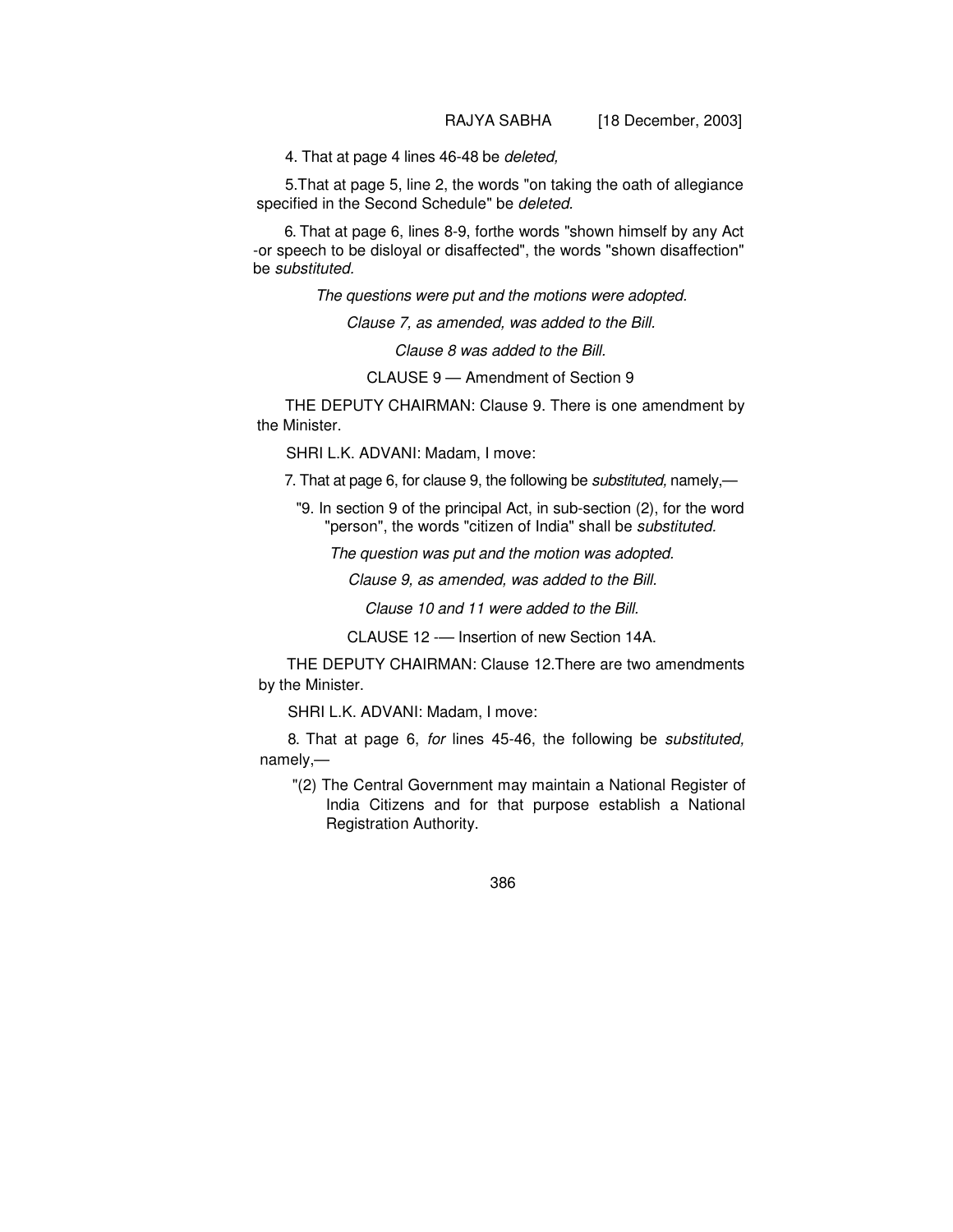4. That at page 4 lines 46-48 be *deleted,*

5.That at page 5, line 2, the words "on taking the oath of allegiance specified in the Second Schedule" be *deleted.*

6. That at page 6, lines 8-9, forthe words "shown himself by any Act -or speech to be disloyal or disaffected", the words "shown disaffection" be *substituted.*

*The questions were put and the motions were adopted.*

*Clause 7, as amended, was added to the Bill.*

*Clause 8 was added to the Bill.*

CLAUSE 9 — Amendment of Section 9

THE DEPUTY CHAIRMAN: Clause 9. There is one amendment by the Minister.

SHRI L.K. ADVANI: Madam, I move:

7. That at page 6, for clause 9, the following be *substituted,* namely,—

"9. In section 9 of the principal Act, in sub-section (2), for the word "person", the words "citizen of India" shall be *substituted.*

*The question was put and the motion was adopted.*

*Clause 9, as amended, was added to the Bill.*

*Clause 10 and 11 were added to the Bill.*

CLAUSE 12 -— Insertion of new Section 14A.

THE DEPUTY CHAIRMAN: Clause 12.There are two amendments by the Minister.

SHRI L.K. ADVANI: Madam, I move:

8. That at page 6, *for* lines 45-46, the following be *substituted,* namely,—

"(2) The Central Government may maintain a National Register of India Citizens and for that purpose establish a National Registration Authority.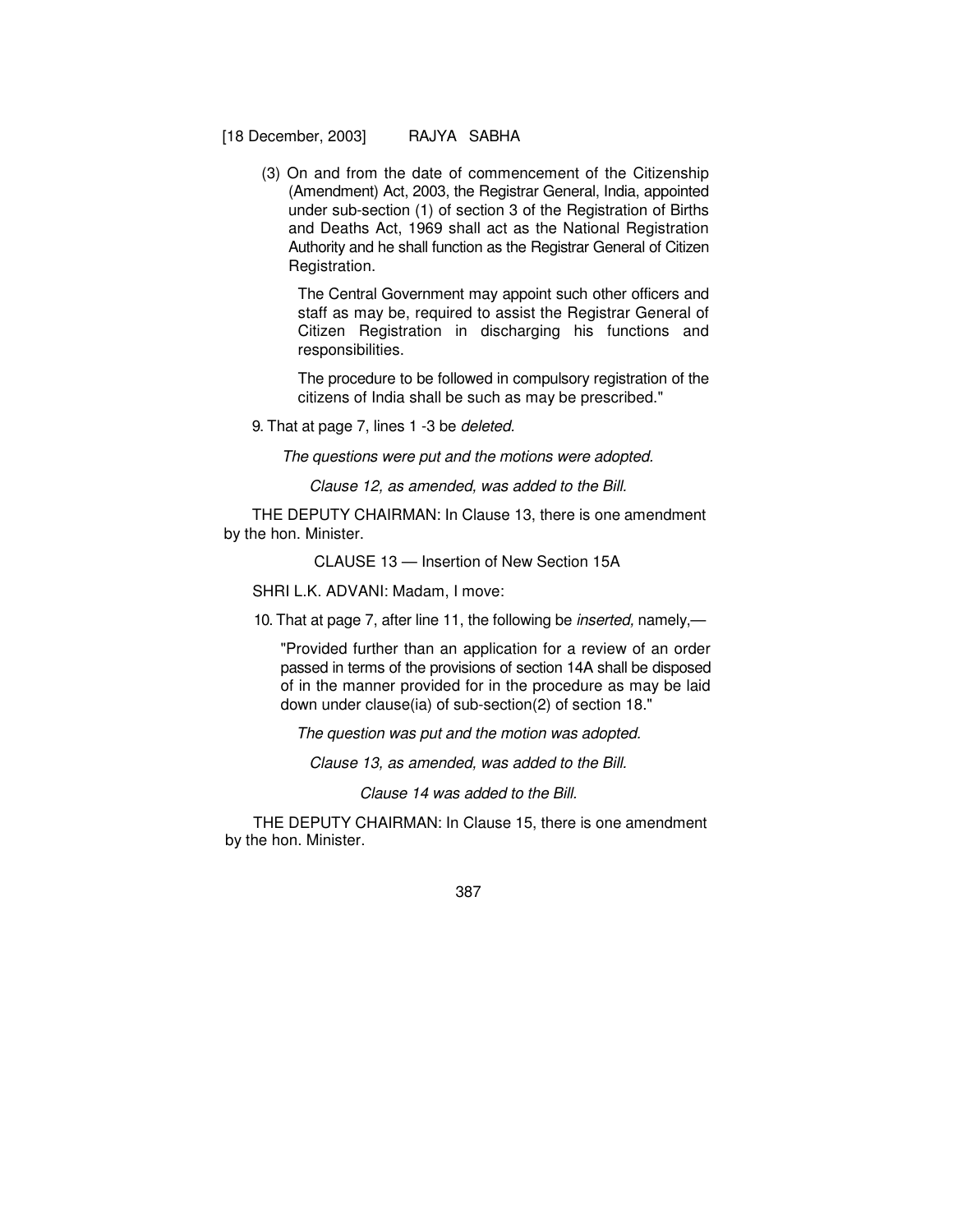(3) On and from the date of commencement of the Citizenship (Amendment) Act, 2003, the Registrar General, India, appointed under sub-section (1) of section 3 of the Registration of Births and Deaths Act, 1969 shall act as the National Registration Authority and he shall function as the Registrar General of Citizen Registration.

The Central Government may appoint such other officers and staff as may be, required to assist the Registrar General of Citizen Registration in discharging his functions and responsibilities.

The procedure to be followed in compulsory registration of the citizens of India shall be such as may be prescribed."

9. That at page 7, lines 1 -3 be *deleted*.

*The questions were put and the motions were adopted.*

*Clause 12, as amended, was added to the Bill.*

THE DEPUTY CHAIRMAN: In Clause 13, there is one amendment by the hon. Minister.

CLAUSE 13 — Insertion of New Section 15A

SHRI L.K. ADVANI: Madam, I move:

10. That at page 7, after line 11, the following be *inserted,* namely,—

"Provided further than an application for a review of an order passed in terms of the provisions of section 14A shall be disposed of in the manner provided for in the procedure as may be laid down under clause(ia) of sub-section(2) of section 18."

*The question was put and the motion was adopted.*

*Clause 13, as amended, was added to the Bill.*

*Clause 14 was added to the Bill.*

THE DEPUTY CHAIRMAN: In Clause 15, there is one amendment by the hon. Minister.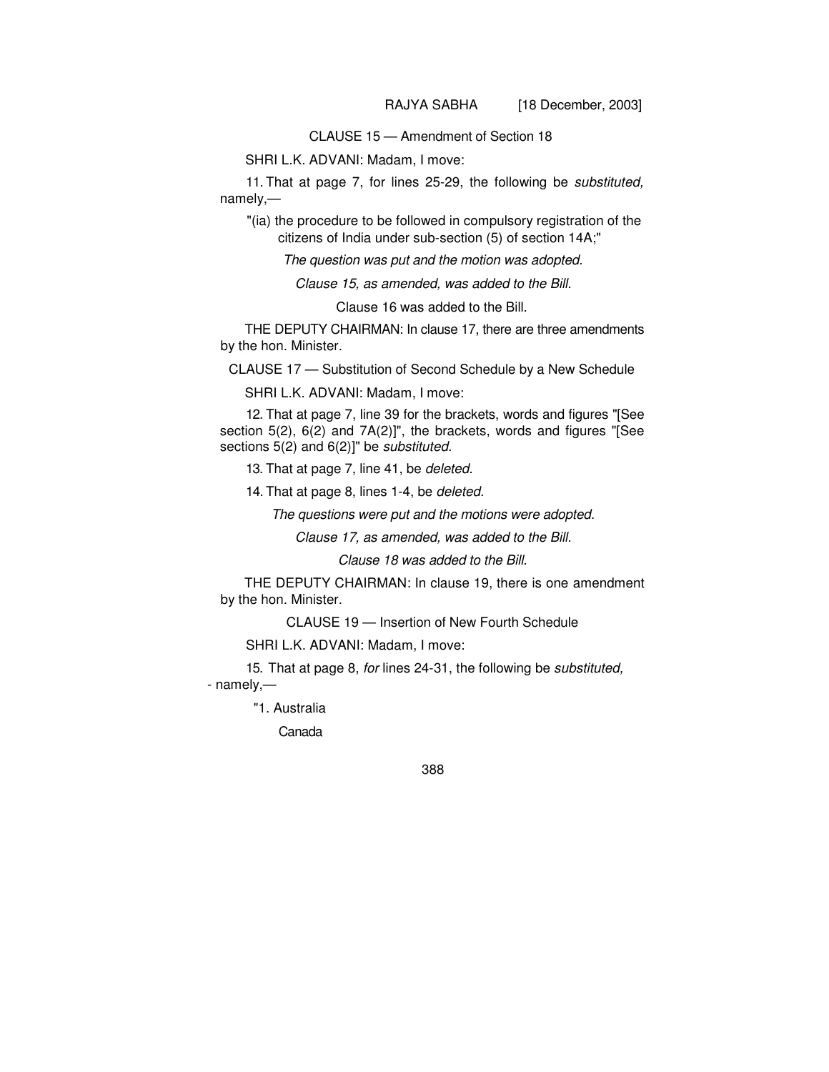CLAUSE 15 — Amendment of Section 18

SHRI L.K. ADVANI: Madam, I move:

11. That at page 7, for lines 25-29, the following be *substituted,* namely,—

"(ia) the procedure to be followed in compulsory registration of the citizens of India under sub-section (5) of section 14A;"

*The question was put and the motion was adopted.*

*Clause 15, as amended, was added to the Bill.*

Clause 16 was added to the Bill.

THE DEPUTY CHAIRMAN: In clause 17, there are three amendments by the hon. Minister.

CLAUSE 17 — Substitution of Second Schedule by a New Schedule

SHRI L.K. ADVANI: Madam, I move:

12. That at page 7, line 39 for the brackets, words and figures "[See section 5(2), 6(2) and 7A(2)]", the brackets, words and figures "[See sections 5(2) and 6(2)]" be *substituted.*

13. That at page 7, line 41, be *deleted.*

14. That at page 8, lines 1-4, be *deleted.*

*The questions were put and the motions were adopted.*

*Clause 17, as amended, was added to the Bill.*

*Clause 18 was added to the Bill.*

THE DEPUTY CHAIRMAN: In clause 19, there is one amendment by the hon. Minister.

CLAUSE 19 — Insertion of New Fourth Schedule

SHRI L.K. ADVANI: Madam, I move:

15. That at page 8, *for* lines 24-31, the following be *substituted,* - namely,—

"1. Australia

Canada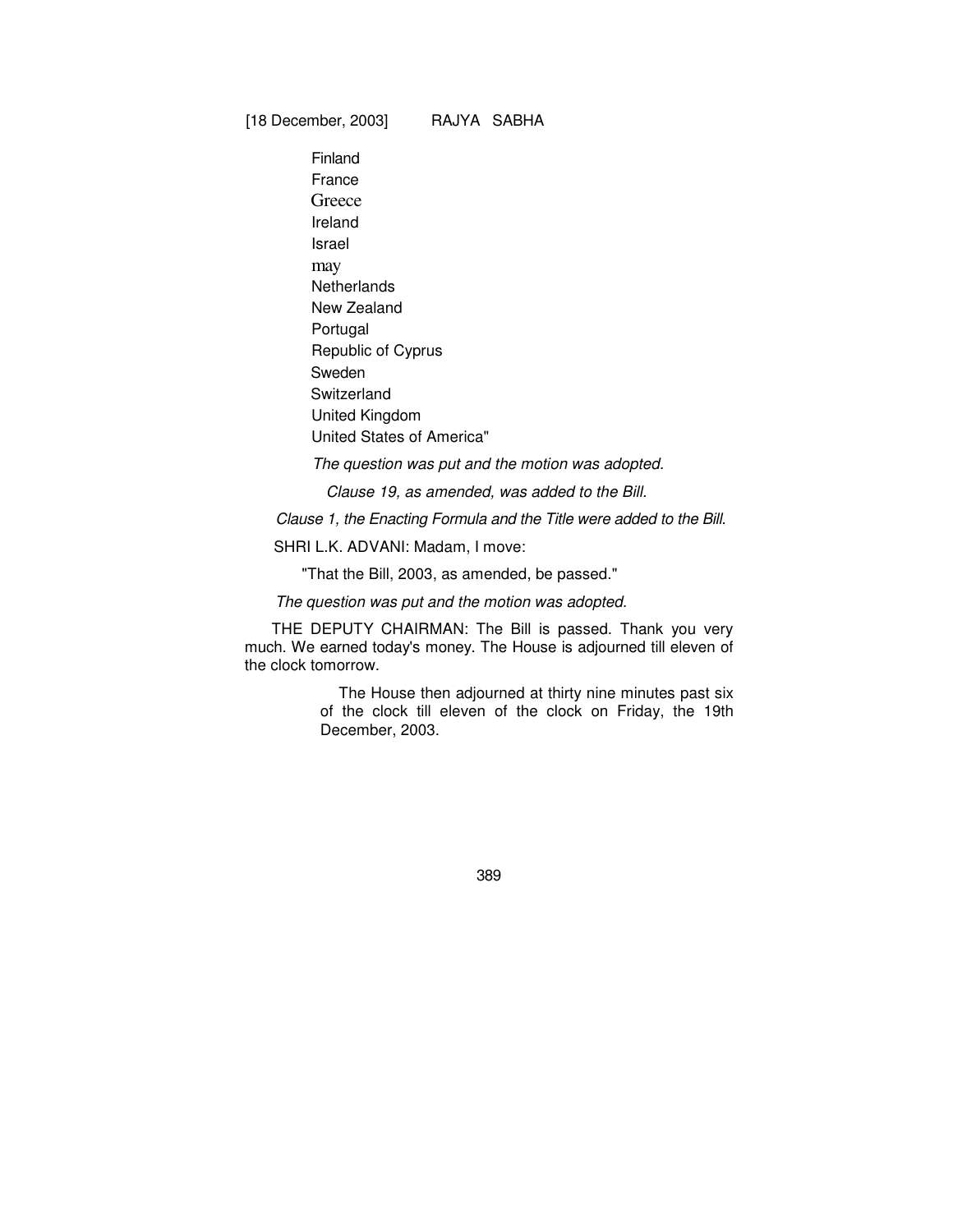Finland
France
Greece
Ireland
Israel
may
Netherlands
New Zealand
Portugal
Republic of Cyprus
Sweden
Switzerland
United Kingdom
United States of America"

*The question was put and the motion was adopted.*

*Clause 19, as amended, was added to the Bill.*

*Clause 1, the Enacting Formula and the Title were added to the Bill.*

SHRI L.K. ADVANI: Madam, I move:

"That the Bill, 2003, as amended, be passed."

*The question was put and the motion was adopted.*

THE DEPUTY CHAIRMAN: The Bill is passed. Thank you very much. We earned today's money. The House is adjourned till eleven of the clock tomorrow.

The House then adjourned at thirty nine minutes past six of the clock till eleven of the clock on Friday, the 19th December, 2003.